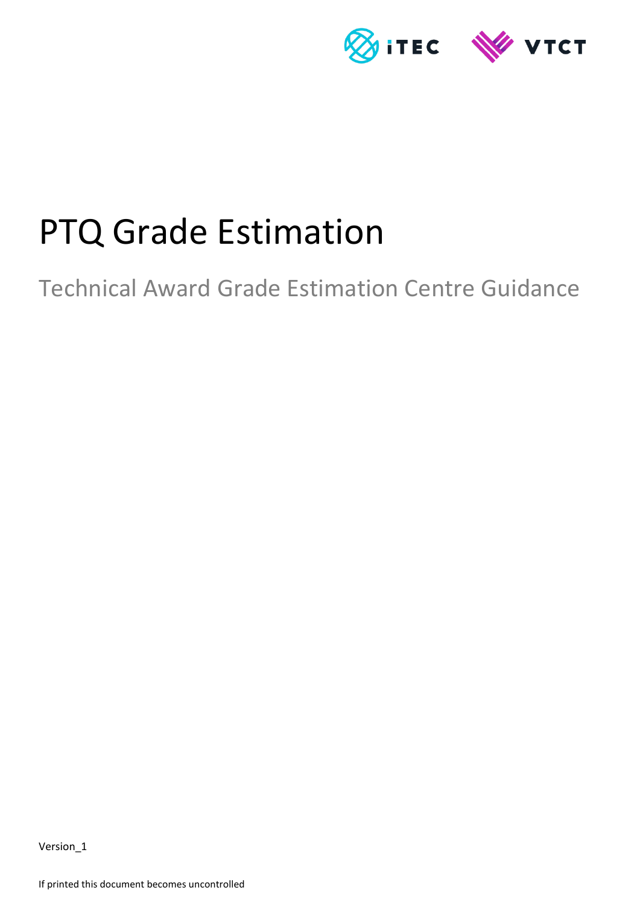# PTQ Grade Estimation

## Technical Award Grade Estimation Centre Guidance

Version_1

If printed this document becomes uncontrolled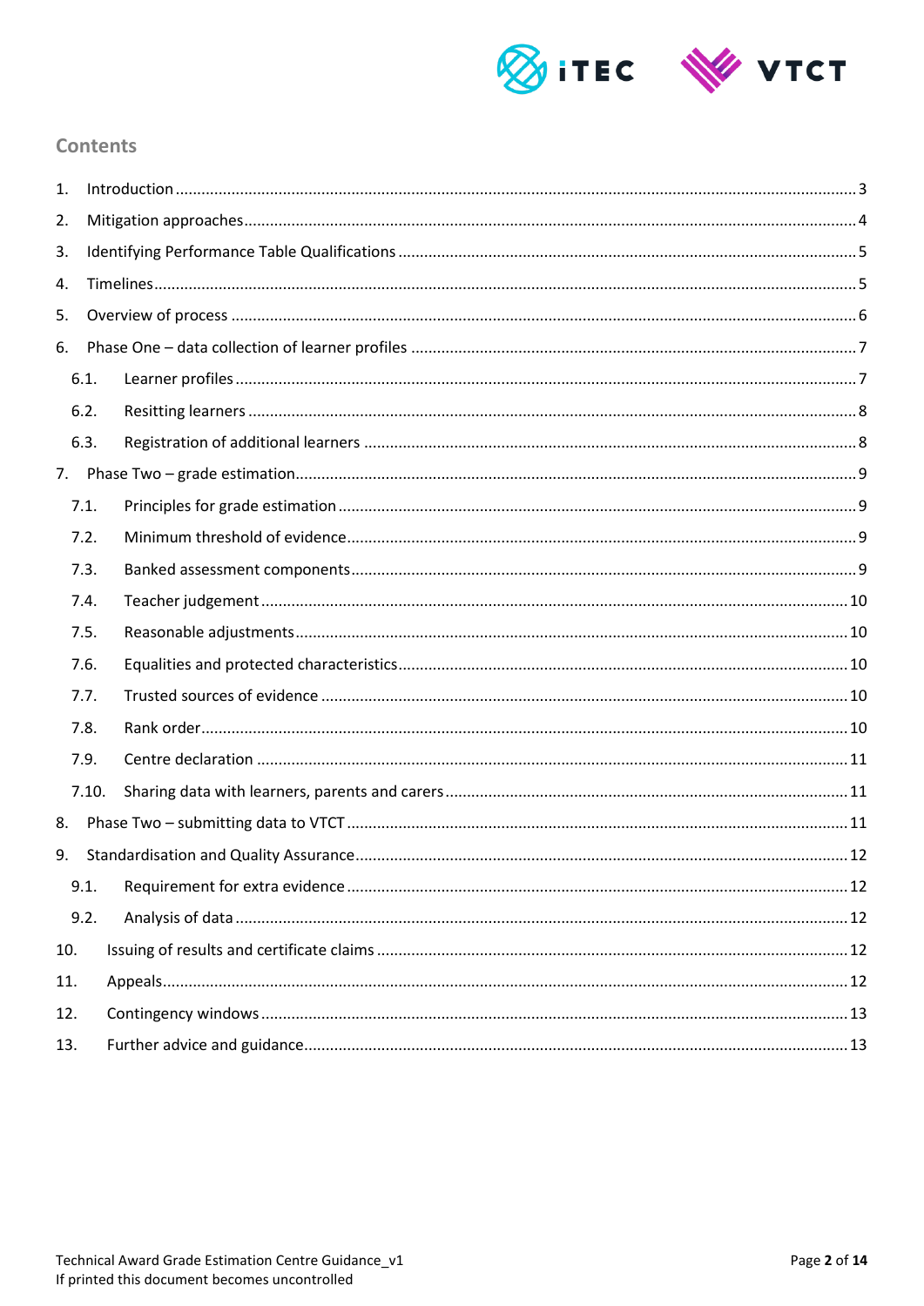## Contents

1. Introduction ........................................................................................................................................ 3
2. Mitigation approaches ........................................................................................................................ 4
3. Identifying Performance Table Qualifications ..................................................................................... 5
4. Timelines ............................................................................................................................................ 5
5. Overview of process ........................................................................................................................... 6
6. Phase One – data collection of learner profiles .................................................................................. 7
   - 6.1. Learner profiles ............................................................................................................................ 7
   - 6.2. Resitting learners .......................................................................................................................... 8
   - 6.3. Registration of additional learners ................................................................................................ 8
7. Phase Two – grade estimation ............................................................................................................. 9
   - 7.1. Principles for grade estimation ...................................................................................................... 9
   - 7.2. Minimum threshold of evidence .................................................................................................... 9
   - 7.3. Banked assessment components .................................................................................................... 9
   - 7.4. Teacher judgement ....................................................................................................................... 10
   - 7.5. Reasonable adjustments ............................................................................................................... 10
   - 7.6. Equalities and protected characteristics ....................................................................................... 10
   - 7.7. Trusted sources of evidence ......................................................................................................... 10
   - 7.8. Rank order ................................................................................................................................... 10
   - 7.9. Centre declaration ....................................................................................................................... 11
   - 7.10. Sharing data with learners, parents and carers .......................................................................... 11
8. Phase Two – submitting data to VTCT ................................................................................................ 11
9. Standardisation and Quality Assurance .............................................................................................. 12
   - 9.1. Requirement for extra evidence ................................................................................................... 12
   - 9.2. Analysis of data ........................................................................................................................... 12
10. Issuing of results and certificate claims ........................................................................................... 12
11. Appeals ............................................................................................................................................ 12
12. Contingency windows ...................................................................................................................... 13
13. Further advice and guidance ............................................................................................................ 13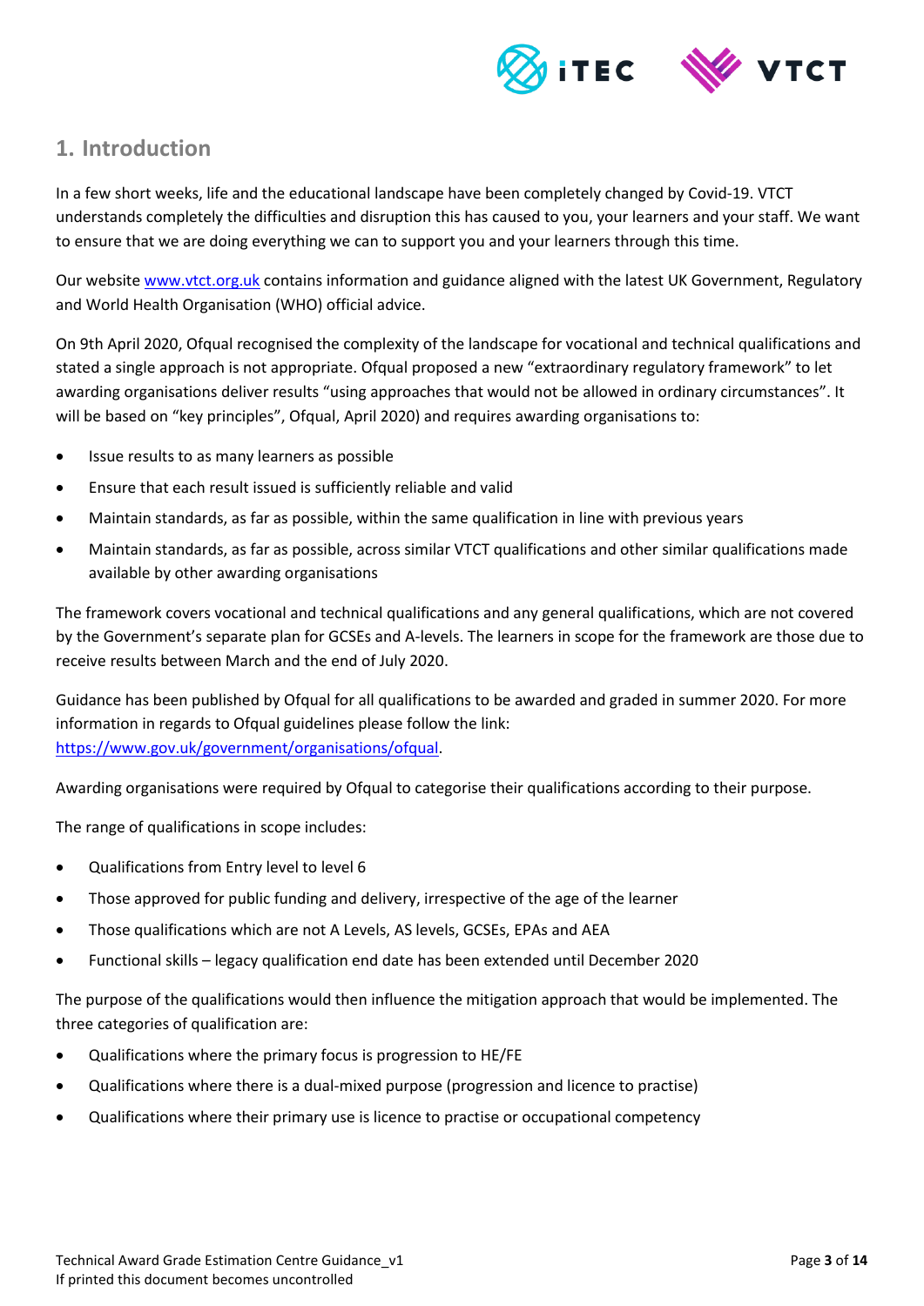## 1. Introduction

In a few short weeks, life and the educational landscape have been completely changed by Covid-19. VTCT understands completely the difficulties and disruption this has caused to you, your learners and your staff. We want to ensure that we are doing everything we can to support you and your learners through this time.

Our website [www.vtct.org.uk](www.vtct.org.uk) contains information and guidance aligned with the latest UK Government, Regulatory and World Health Organisation (WHO) official advice.

On 9th April 2020, Ofqual recognised the complexity of the landscape for vocational and technical qualifications and stated a single approach is not appropriate. Ofqual proposed a new "extraordinary regulatory framework" to let awarding organisations deliver results "using approaches that would not be allowed in ordinary circumstances". It will be based on "key principles", Ofqual, April 2020) and requires awarding organisations to:

- Issue results to as many learners as possible
- Ensure that each result issued is sufficiently reliable and valid
- Maintain standards, as far as possible, within the same qualification in line with previous years
- Maintain standards, as far as possible, across similar VTCT qualifications and other similar qualifications made available by other awarding organisations

The framework covers vocational and technical qualifications and any general qualifications, which are not covered by the Government's separate plan for GCSEs and A-levels. The learners in scope for the framework are those due to receive results between March and the end of July 2020.

Guidance has been published by Ofqual for all qualifications to be awarded and graded in summer 2020. For more information in regards to Ofqual guidelines please follow the link: [https://www.gov.uk/government/organisations/ofqual](https://www.gov.uk/government/organisations/ofqual).

Awarding organisations were required by Ofqual to categorise their qualifications according to their purpose.

The range of qualifications in scope includes:

- Qualifications from Entry level to level 6
- Those approved for public funding and delivery, irrespective of the age of the learner
- Those qualifications which are not A Levels, AS levels, GCSEs, EPAs and AEA
- Functional skills – legacy qualification end date has been extended until December 2020

The purpose of the qualifications would then influence the mitigation approach that would be implemented. The three categories of qualification are:

- Qualifications where the primary focus is progression to HE/FE
- Qualifications where there is a dual-mixed purpose (progression and licence to practise)
- Qualifications where their primary use is licence to practise or occupational competency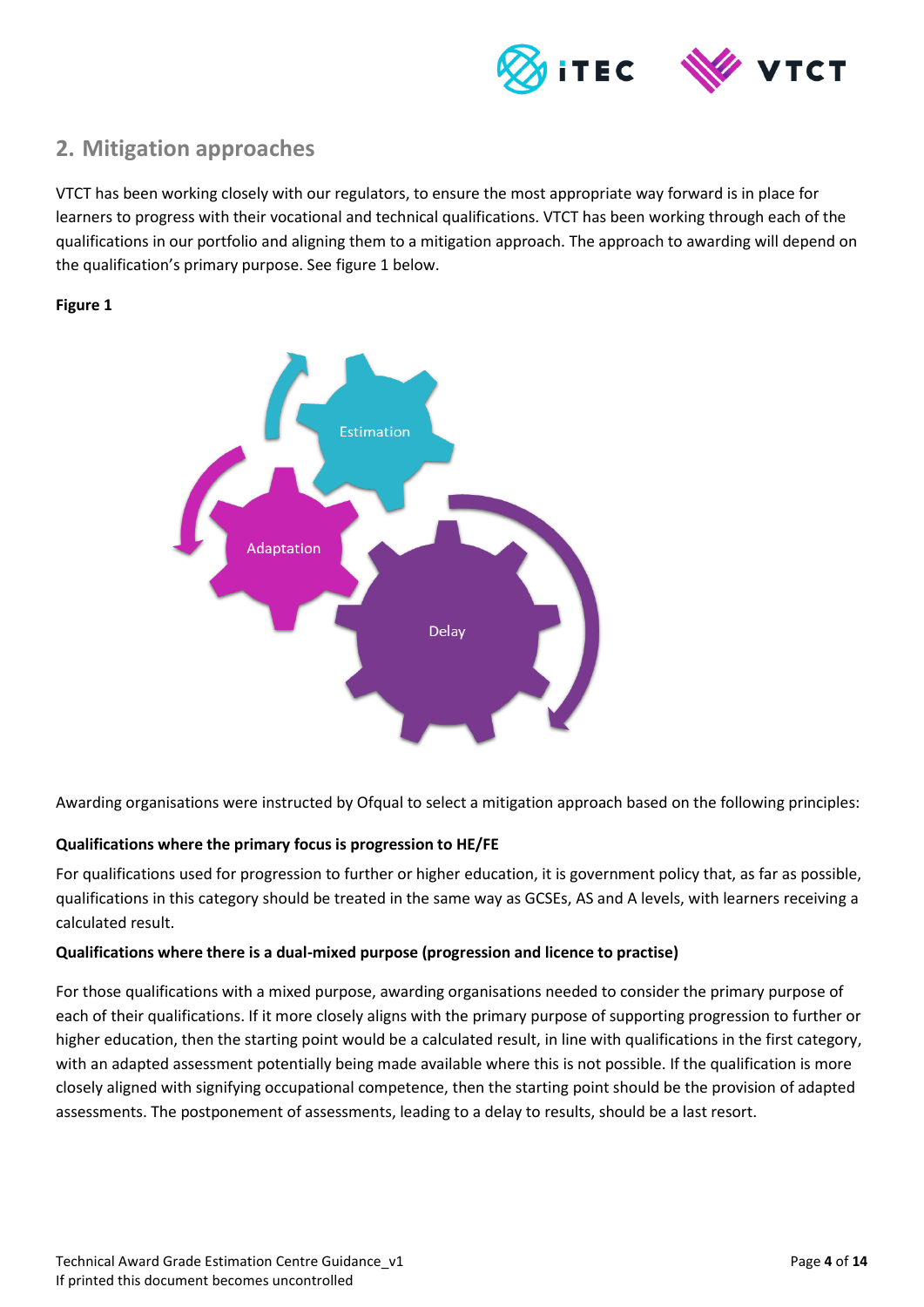## 2. Mitigation approaches

VTCT has been working closely with our regulators, to ensure the most appropriate way forward is in place for learners to progress with their vocational and technical qualifications. VTCT has been working through each of the qualifications in our portfolio and aligning them to a mitigation approach. The approach to awarding will depend on the qualification's primary purpose. See figure 1 below.

**Figure 1**

Estimation

Adaptation

Delay

Awarding organisations were instructed by Ofqual to select a mitigation approach based on the following principles:

**Qualifications where the primary focus is progression to HE/FE**

For qualifications used for progression to further or higher education, it is government policy that, as far as possible, qualifications in this category should be treated in the same way as GCSEs, AS and A levels, with learners receiving a calculated result.

**Qualifications where there is a dual-mixed purpose (progression and licence to practise)**

For those qualifications with a mixed purpose, awarding organisations needed to consider the primary purpose of each of their qualifications. If it more closely aligns with the primary purpose of supporting progression to further or higher education, then the starting point would be a calculated result, in line with qualifications in the first category, with an adapted assessment potentially being made available where this is not possible. If the qualification is more closely aligned with signifying occupational competence, then the starting point should be the provision of adapted assessments. The postponement of assessments, leading to a delay to results, should be a last resort.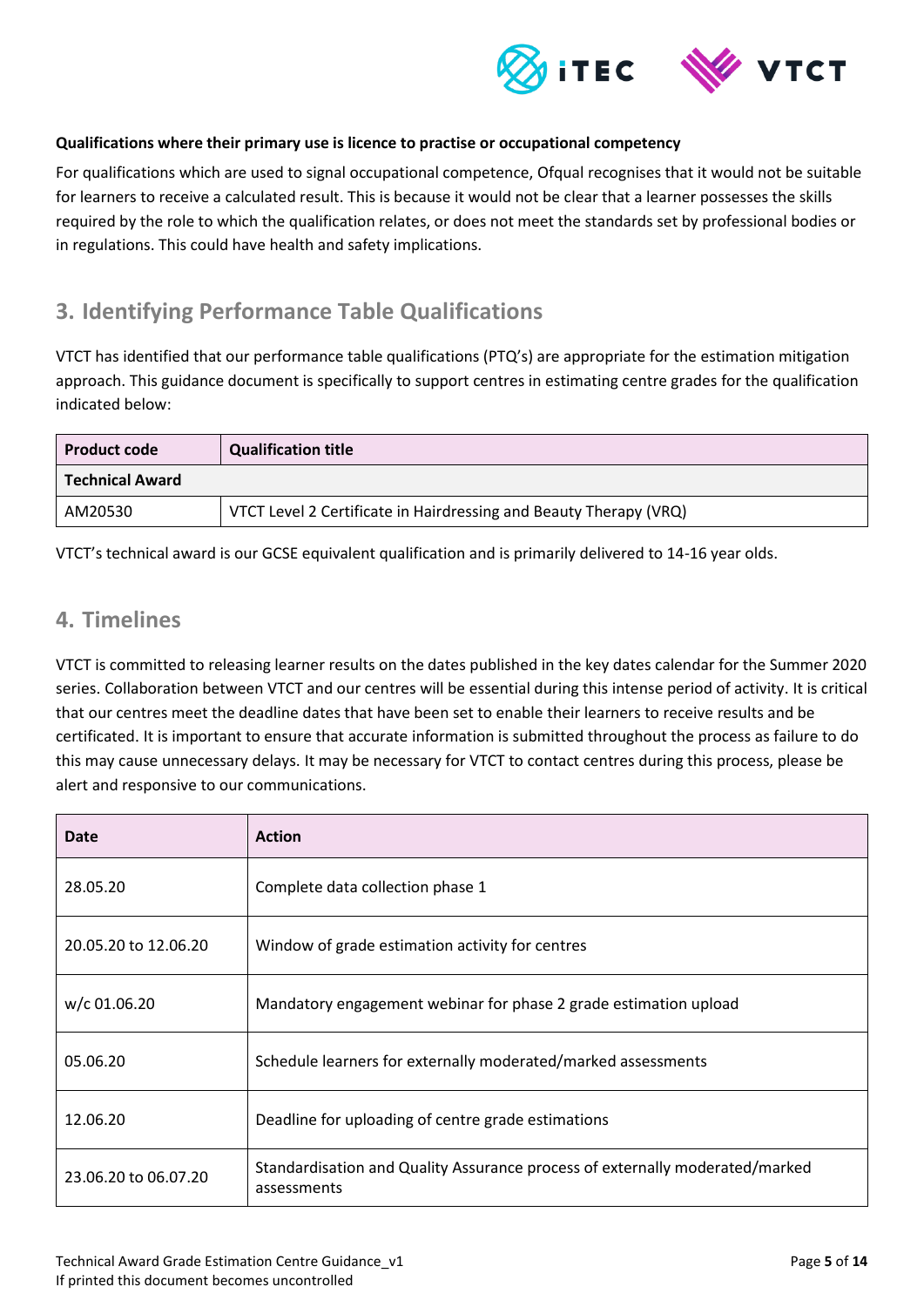**Qualifications where their primary use is licence to practise or occupational competency**

For qualifications which are used to signal occupational competence, Ofqual recognises that it would not be suitable for learners to receive a calculated result. This is because it would not be clear that a learner possesses the skills required by the role to which the qualification relates, or does not meet the standards set by professional bodies or in regulations. This could have health and safety implications.

## 3. Identifying Performance Table Qualifications

VTCT has identified that our performance table qualifications (PTQ's) are appropriate for the estimation mitigation approach. This guidance document is specifically to support centres in estimating centre grades for the qualification indicated below:

| Product code | Qualification title |
|---|---|
| **Technical Award** | |
| AM20530 | VTCT Level 2 Certificate in Hairdressing and Beauty Therapy (VRQ) |

VTCT's technical award is our GCSE equivalent qualification and is primarily delivered to 14-16 year olds.

## 4. Timelines

VTCT is committed to releasing learner results on the dates published in the key dates calendar for the Summer 2020 series. Collaboration between VTCT and our centres will be essential during this intense period of activity. It is critical that our centres meet the deadline dates that have been set to enable their learners to receive results and be certificated. It is important to ensure that accurate information is submitted throughout the process as failure to do this may cause unnecessary delays. It may be necessary for VTCT to contact centres during this process, please be alert and responsive to our communications.

| Date | Action |
|---|---|
| 28.05.20 | Complete data collection phase 1 |
| 20.05.20 to 12.06.20 | Window of grade estimation activity for centres |
| w/c 01.06.20 | Mandatory engagement webinar for phase 2 grade estimation upload |
| 05.06.20 | Schedule learners for externally moderated/marked assessments |
| 12.06.20 | Deadline for uploading of centre grade estimations |
| 23.06.20 to 06.07.20 | Standardisation and Quality Assurance process of externally moderated/marked assessments |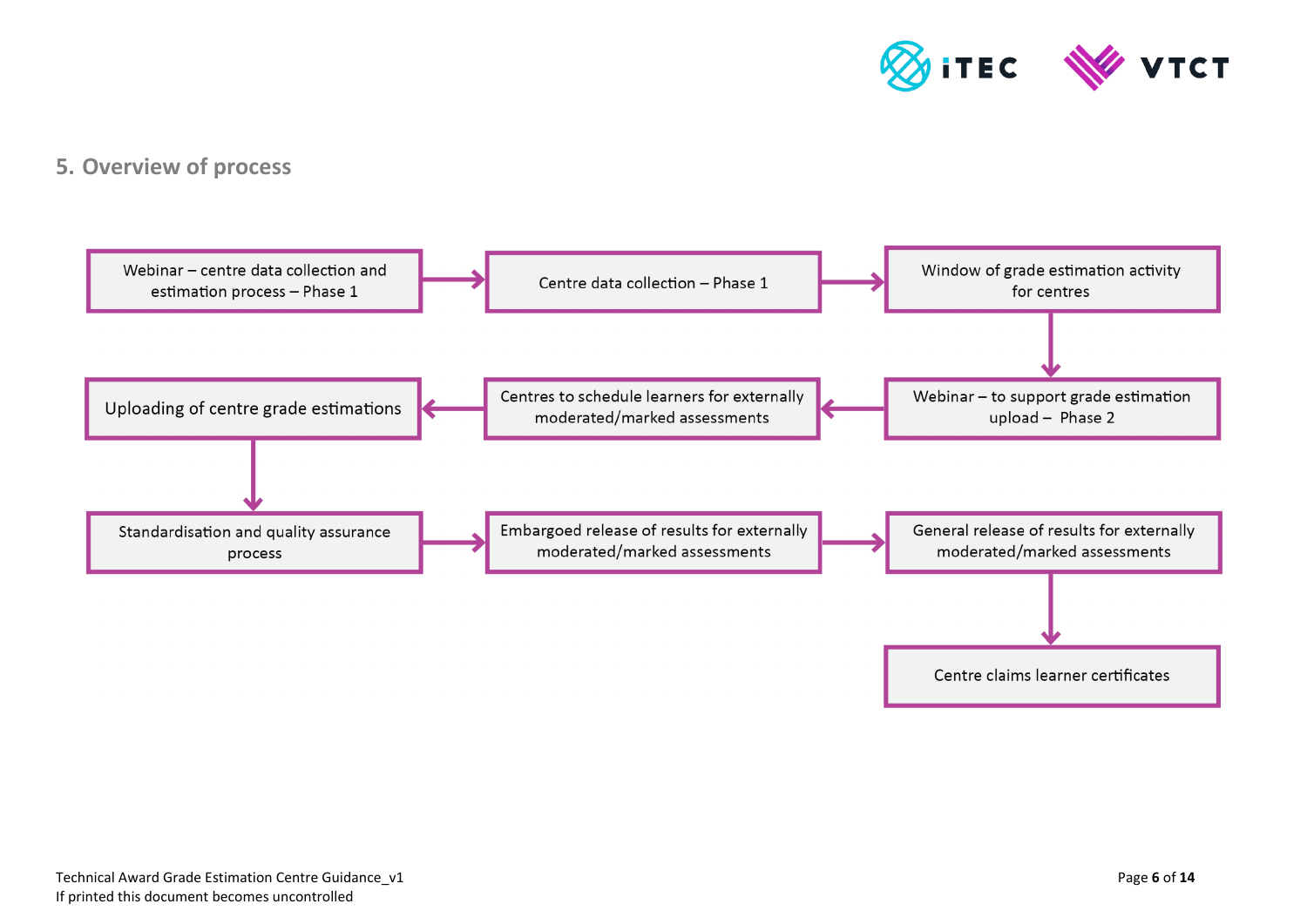## 5. Overview of process

1. Webinar – centre data collection and estimation process – Phase 1
2. Centre data collection – Phase 1
3. Window of grade estimation activity for centres
4. Webinar – to support grade estimation upload – Phase 2
5. Centres to schedule learners for externally moderated/marked assessments
6. Uploading of centre grade estimations
7. Standardisation and quality assurance process
8. Embargoed release of results for externally moderated/marked assessments
9. General release of results for externally moderated/marked assessments
10. Centre claims learner certificates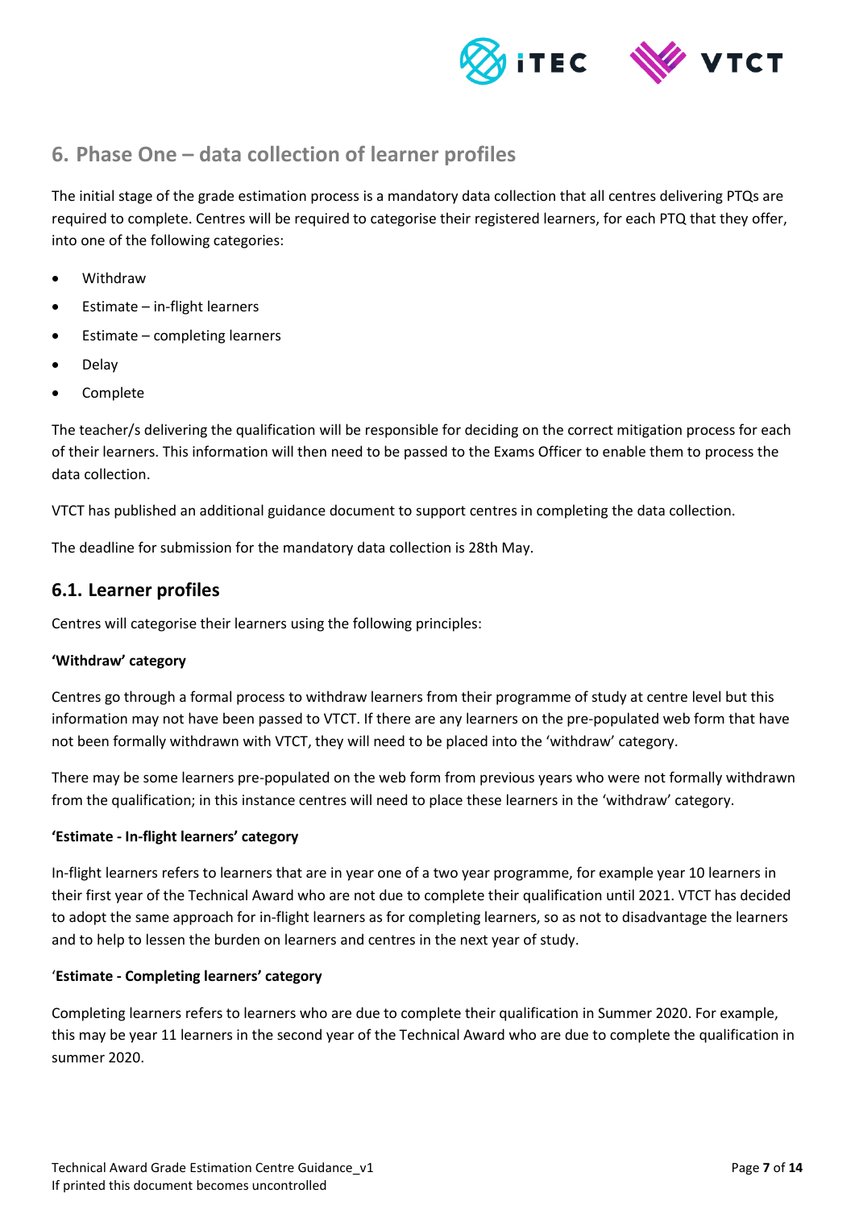## 6. Phase One – data collection of learner profiles

The initial stage of the grade estimation process is a mandatory data collection that all centres delivering PTQs are required to complete. Centres will be required to categorise their registered learners, for each PTQ that they offer, into one of the following categories:

- Withdraw
- Estimate – in-flight learners
- Estimate – completing learners
- Delay
- Complete

The teacher/s delivering the qualification will be responsible for deciding on the correct mitigation process for each of their learners. This information will then need to be passed to the Exams Officer to enable them to process the data collection.

VTCT has published an additional guidance document to support centres in completing the data collection.

The deadline for submission for the mandatory data collection is 28th May.

### 6.1. Learner profiles

Centres will categorise their learners using the following principles:

**'Withdraw' category**

Centres go through a formal process to withdraw learners from their programme of study at centre level but this information may not have been passed to VTCT. If there are any learners on the pre-populated web form that have not been formally withdrawn with VTCT, they will need to be placed into the 'withdraw' category.

There may be some learners pre-populated on the web form from previous years who were not formally withdrawn from the qualification; in this instance centres will need to place these learners in the 'withdraw' category.

**'Estimate - In-flight learners' category**

In-flight learners refers to learners that are in year one of a two year programme, for example year 10 learners in their first year of the Technical Award who are not due to complete their qualification until 2021. VTCT has decided to adopt the same approach for in-flight learners as for completing learners, so as not to disadvantage the learners and to help to lessen the burden on learners and centres in the next year of study.

**'Estimate - Completing learners' category**

Completing learners refers to learners who are due to complete their qualification in Summer 2020. For example, this may be year 11 learners in the second year of the Technical Award who are due to complete the qualification in summer 2020.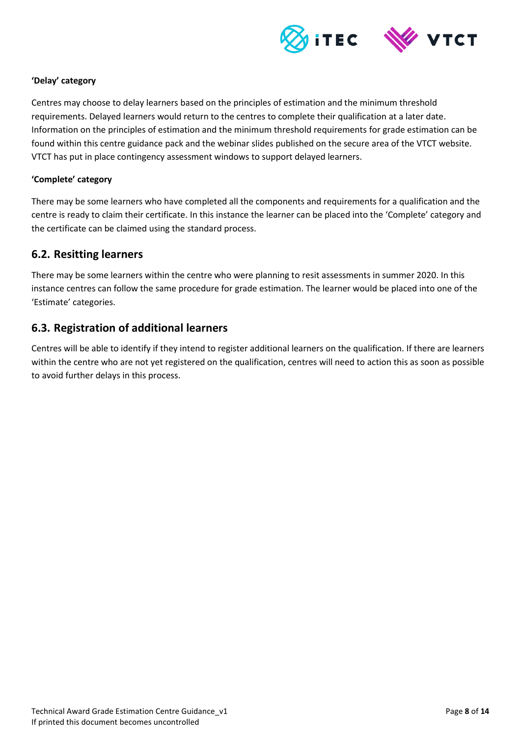**'Delay' category**

Centres may choose to delay learners based on the principles of estimation and the minimum threshold requirements. Delayed learners would return to the centres to complete their qualification at a later date. Information on the principles of estimation and the minimum threshold requirements for grade estimation can be found within this centre guidance pack and the webinar slides published on the secure area of the VTCT website. VTCT has put in place contingency assessment windows to support delayed learners.

**'Complete' category**

There may be some learners who have completed all the components and requirements for a qualification and the centre is ready to claim their certificate. In this instance the learner can be placed into the 'Complete' category and the certificate can be claimed using the standard process.

## 6.2. Resitting learners

There may be some learners within the centre who were planning to resit assessments in summer 2020. In this instance centres can follow the same procedure for grade estimation. The learner would be placed into one of the 'Estimate' categories.

## 6.3. Registration of additional learners

Centres will be able to identify if they intend to register additional learners on the qualification. If there are learners within the centre who are not yet registered on the qualification, centres will need to action this as soon as possible to avoid further delays in this process.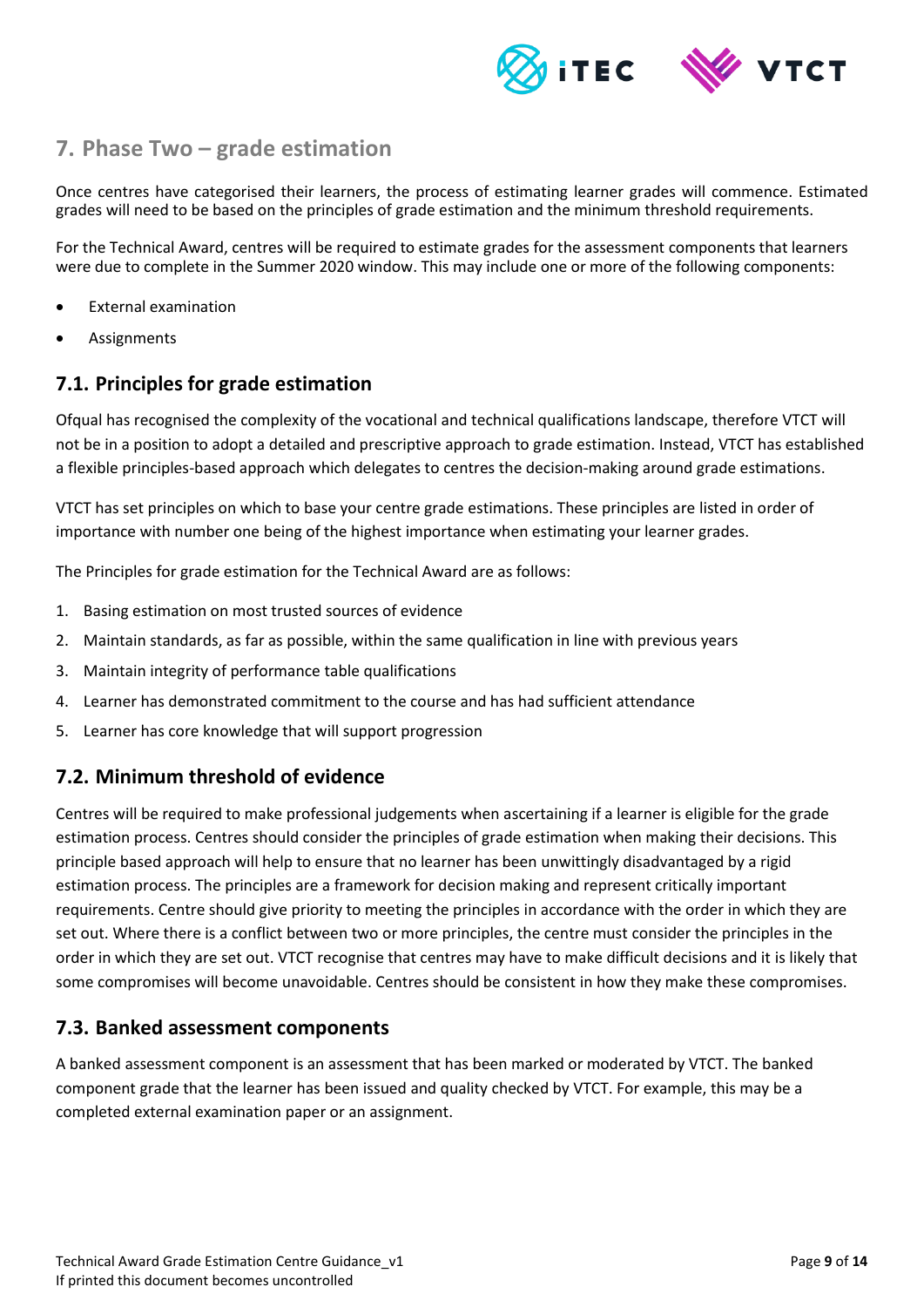## 7. Phase Two – grade estimation

Once centres have categorised their learners, the process of estimating learner grades will commence. Estimated grades will need to be based on the principles of grade estimation and the minimum threshold requirements.

For the Technical Award, centres will be required to estimate grades for the assessment components that learners were due to complete in the Summer 2020 window. This may include one or more of the following components:

- External examination
- Assignments

### 7.1. Principles for grade estimation

Ofqual has recognised the complexity of the vocational and technical qualifications landscape, therefore VTCT will not be in a position to adopt a detailed and prescriptive approach to grade estimation. Instead, VTCT has established a flexible principles-based approach which delegates to centres the decision-making around grade estimations.

VTCT has set principles on which to base your centre grade estimations. These principles are listed in order of importance with number one being of the highest importance when estimating your learner grades.

The Principles for grade estimation for the Technical Award are as follows:

1. Basing estimation on most trusted sources of evidence
2. Maintain standards, as far as possible, within the same qualification in line with previous years
3. Maintain integrity of performance table qualifications
4. Learner has demonstrated commitment to the course and has had sufficient attendance
5. Learner has core knowledge that will support progression

### 7.2. Minimum threshold of evidence

Centres will be required to make professional judgements when ascertaining if a learner is eligible for the grade estimation process. Centres should consider the principles of grade estimation when making their decisions. This principle based approach will help to ensure that no learner has been unwittingly disadvantaged by a rigid estimation process. The principles are a framework for decision making and represent critically important requirements. Centre should give priority to meeting the principles in accordance with the order in which they are set out. Where there is a conflict between two or more principles, the centre must consider the principles in the order in which they are set out. VTCT recognise that centres may have to make difficult decisions and it is likely that some compromises will become unavoidable. Centres should be consistent in how they make these compromises.

### 7.3. Banked assessment components

A banked assessment component is an assessment that has been marked or moderated by VTCT. The banked component grade that the learner has been issued and quality checked by VTCT. For example, this may be a completed external examination paper or an assignment.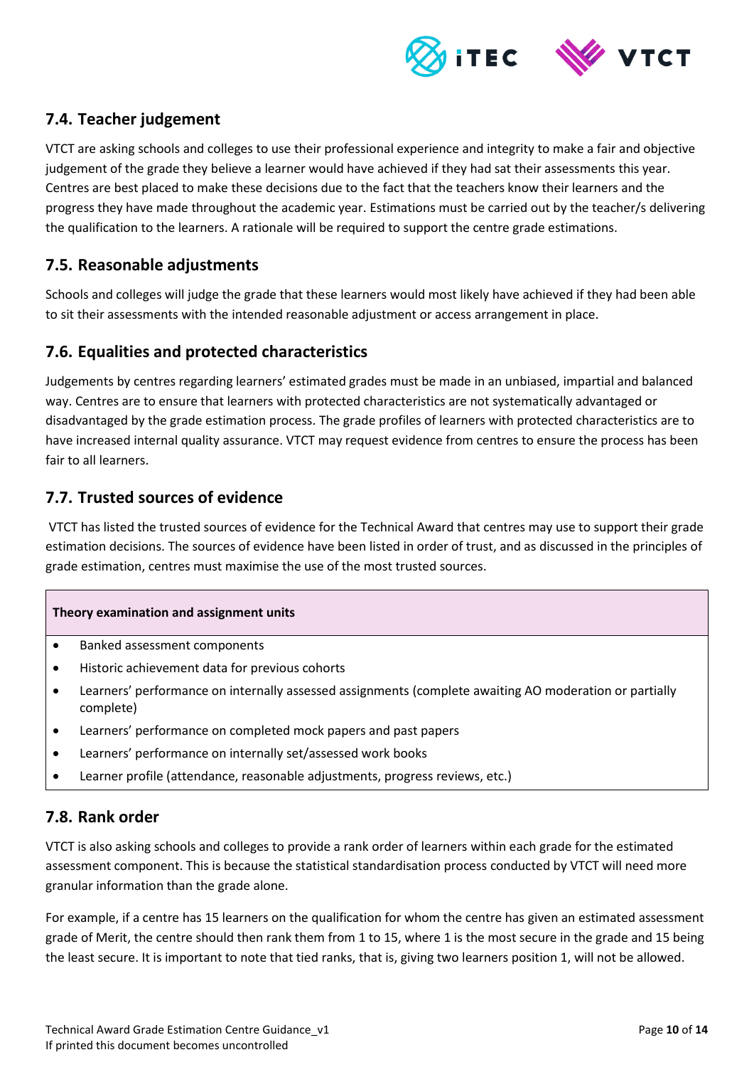## 7.4. Teacher judgement

VTCT are asking schools and colleges to use their professional experience and integrity to make a fair and objective judgement of the grade they believe a learner would have achieved if they had sat their assessments this year. Centres are best placed to make these decisions due to the fact that the teachers know their learners and the progress they have made throughout the academic year. Estimations must be carried out by the teacher/s delivering the qualification to the learners. A rationale will be required to support the centre grade estimations.

## 7.5. Reasonable adjustments

Schools and colleges will judge the grade that these learners would most likely have achieved if they had been able to sit their assessments with the intended reasonable adjustment or access arrangement in place.

## 7.6. Equalities and protected characteristics

Judgements by centres regarding learners' estimated grades must be made in an unbiased, impartial and balanced way. Centres are to ensure that learners with protected characteristics are not systematically advantaged or disadvantaged by the grade estimation process. The grade profiles of learners with protected characteristics are to have increased internal quality assurance. VTCT may request evidence from centres to ensure the process has been fair to all learners.

## 7.7. Trusted sources of evidence

VTCT has listed the trusted sources of evidence for the Technical Award that centres may use to support their grade estimation decisions. The sources of evidence have been listed in order of trust, and as discussed in the principles of grade estimation, centres must maximise the use of the most trusted sources.

| **Theory examination and assignment units** |
| --- |
| • Banked assessment components<br>• Historic achievement data for previous cohorts<br>• Learners' performance on internally assessed assignments (complete awaiting AO moderation or partially complete)<br>• Learners' performance on completed mock papers and past papers<br>• Learners' performance on internally set/assessed work books<br>• Learner profile (attendance, reasonable adjustments, progress reviews, etc.) |

## 7.8. Rank order

VTCT is also asking schools and colleges to provide a rank order of learners within each grade for the estimated assessment component. This is because the statistical standardisation process conducted by VTCT will need more granular information than the grade alone.

For example, if a centre has 15 learners on the qualification for whom the centre has given an estimated assessment grade of Merit, the centre should then rank them from 1 to 15, where 1 is the most secure in the grade and 15 being the least secure. It is important to note that tied ranks, that is, giving two learners position 1, will not be allowed.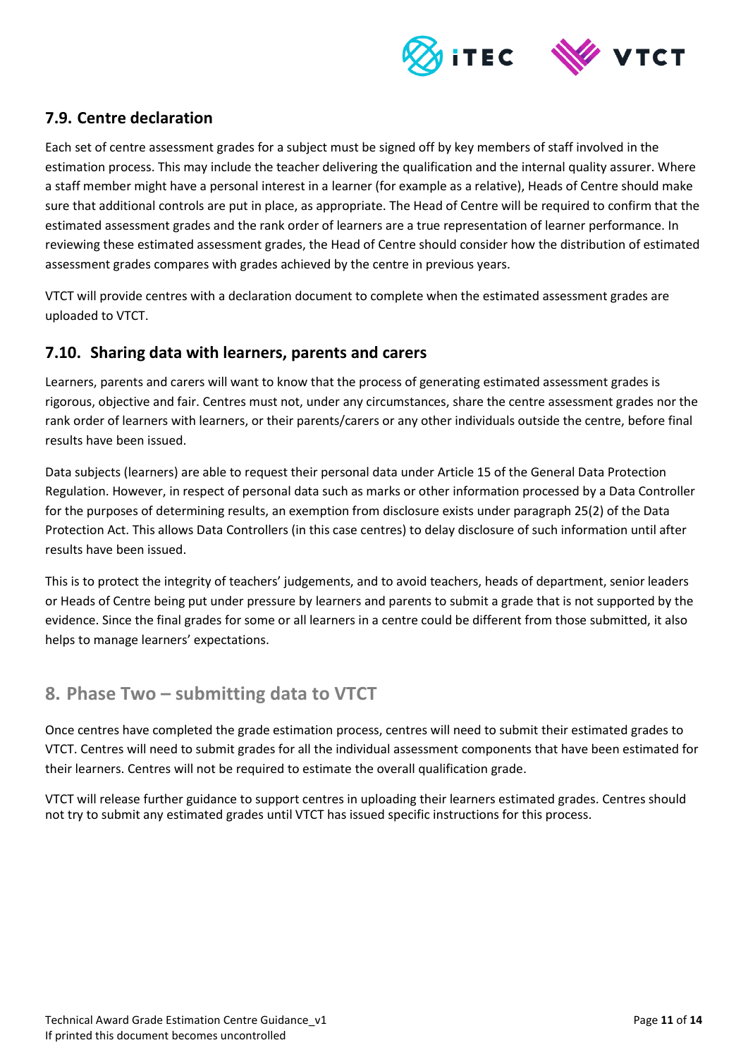## 7.9. Centre declaration

Each set of centre assessment grades for a subject must be signed off by key members of staff involved in the estimation process. This may include the teacher delivering the qualification and the internal quality assurer. Where a staff member might have a personal interest in a learner (for example as a relative), Heads of Centre should make sure that additional controls are put in place, as appropriate. The Head of Centre will be required to confirm that the estimated assessment grades and the rank order of learners are a true representation of learner performance. In reviewing these estimated assessment grades, the Head of Centre should consider how the distribution of estimated assessment grades compares with grades achieved by the centre in previous years.

VTCT will provide centres with a declaration document to complete when the estimated assessment grades are uploaded to VTCT.

## 7.10. Sharing data with learners, parents and carers

Learners, parents and carers will want to know that the process of generating estimated assessment grades is rigorous, objective and fair. Centres must not, under any circumstances, share the centre assessment grades nor the rank order of learners with learners, or their parents/carers or any other individuals outside the centre, before final results have been issued.

Data subjects (learners) are able to request their personal data under Article 15 of the General Data Protection Regulation. However, in respect of personal data such as marks or other information processed by a Data Controller for the purposes of determining results, an exemption from disclosure exists under paragraph 25(2) of the Data Protection Act. This allows Data Controllers (in this case centres) to delay disclosure of such information until after results have been issued.

This is to protect the integrity of teachers' judgements, and to avoid teachers, heads of department, senior leaders or Heads of Centre being put under pressure by learners and parents to submit a grade that is not supported by the evidence. Since the final grades for some or all learners in a centre could be different from those submitted, it also helps to manage learners' expectations.

# 8. Phase Two – submitting data to VTCT

Once centres have completed the grade estimation process, centres will need to submit their estimated grades to VTCT. Centres will need to submit grades for all the individual assessment components that have been estimated for their learners. Centres will not be required to estimate the overall qualification grade.

VTCT will release further guidance to support centres in uploading their learners estimated grades. Centres should not try to submit any estimated grades until VTCT has issued specific instructions for this process.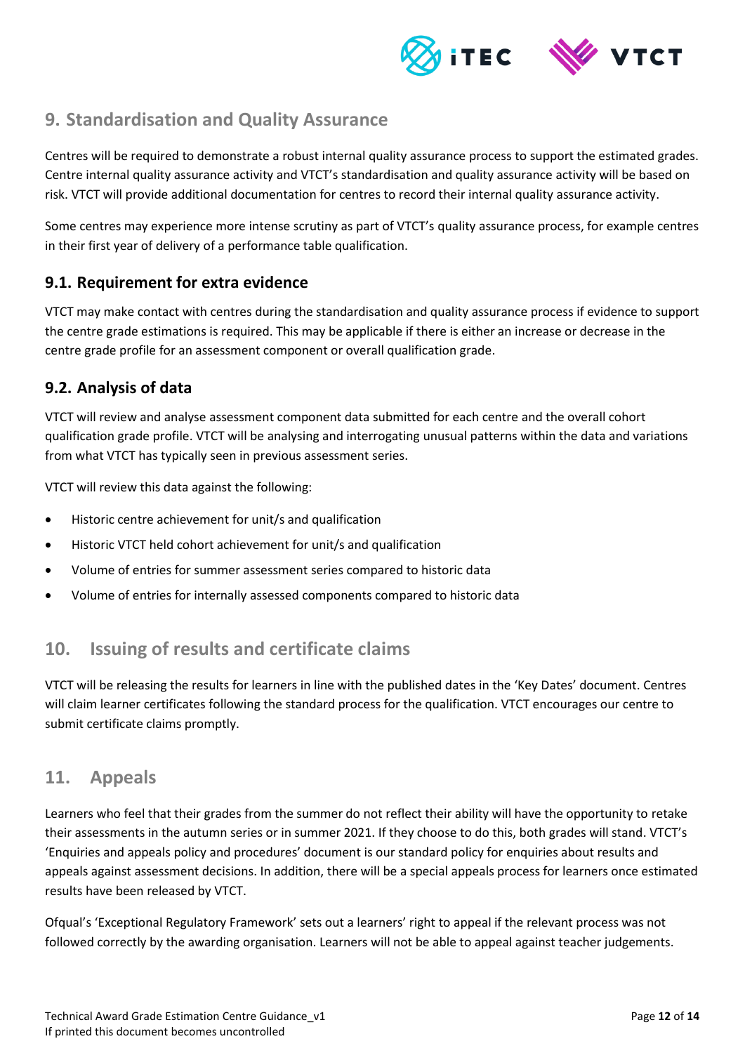## 9. Standardisation and Quality Assurance

Centres will be required to demonstrate a robust internal quality assurance process to support the estimated grades. Centre internal quality assurance activity and VTCT's standardisation and quality assurance activity will be based on risk. VTCT will provide additional documentation for centres to record their internal quality assurance activity.

Some centres may experience more intense scrutiny as part of VTCT's quality assurance process, for example centres in their first year of delivery of a performance table qualification.

### 9.1. Requirement for extra evidence

VTCT may make contact with centres during the standardisation and quality assurance process if evidence to support the centre grade estimations is required. This may be applicable if there is either an increase or decrease in the centre grade profile for an assessment component or overall qualification grade.

### 9.2. Analysis of data

VTCT will review and analyse assessment component data submitted for each centre and the overall cohort qualification grade profile. VTCT will be analysing and interrogating unusual patterns within the data and variations from what VTCT has typically seen in previous assessment series.

VTCT will review this data against the following:

- Historic centre achievement for unit/s and qualification
- Historic VTCT held cohort achievement for unit/s and qualification
- Volume of entries for summer assessment series compared to historic data
- Volume of entries for internally assessed components compared to historic data

## 10. Issuing of results and certificate claims

VTCT will be releasing the results for learners in line with the published dates in the 'Key Dates' document. Centres will claim learner certificates following the standard process for the qualification. VTCT encourages our centre to submit certificate claims promptly.

## 11. Appeals

Learners who feel that their grades from the summer do not reflect their ability will have the opportunity to retake their assessments in the autumn series or in summer 2021. If they choose to do this, both grades will stand. VTCT's 'Enquiries and appeals policy and procedures' document is our standard policy for enquiries about results and appeals against assessment decisions. In addition, there will be a special appeals process for learners once estimated results have been released by VTCT.

Ofqual's 'Exceptional Regulatory Framework' sets out a learners' right to appeal if the relevant process was not followed correctly by the awarding organisation. Learners will not be able to appeal against teacher judgements.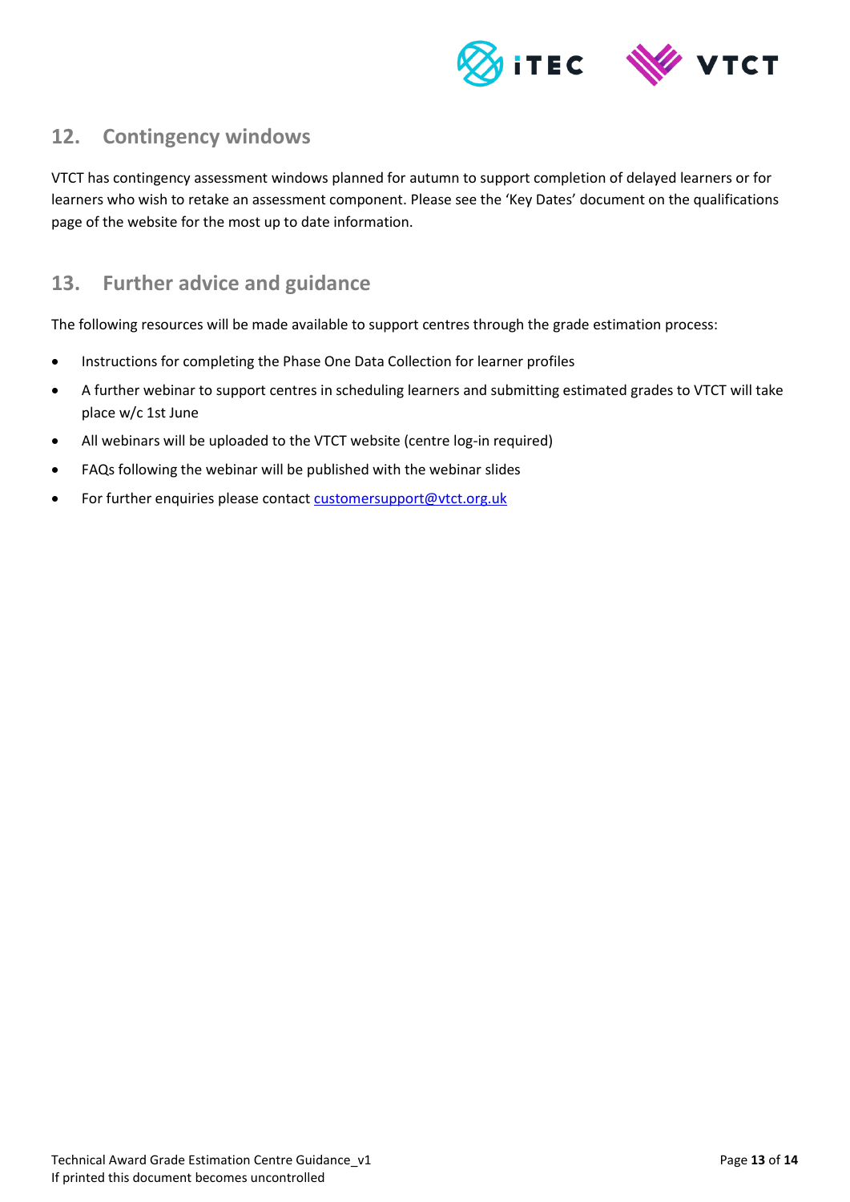## 12. Contingency windows

VTCT has contingency assessment windows planned for autumn to support completion of delayed learners or for learners who wish to retake an assessment component. Please see the 'Key Dates' document on the qualifications page of the website for the most up to date information.

## 13. Further advice and guidance

The following resources will be made available to support centres through the grade estimation process:

- Instructions for completing the Phase One Data Collection for learner profiles
- A further webinar to support centres in scheduling learners and submitting estimated grades to VTCT will take place w/c 1st June
- All webinars will be uploaded to the VTCT website (centre log-in required)
- FAQs following the webinar will be published with the webinar slides
- For further enquiries please contact customersupport@vtct.org.uk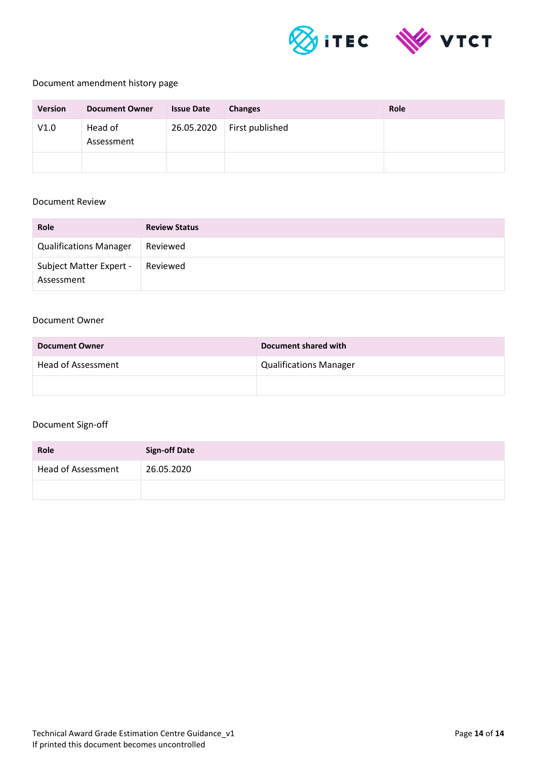Document amendment history page

| Version | Document Owner | Issue Date | Changes | Role |
|---|---|---|---|---|
| V1.0 | Head of Assessment | 26.05.2020 | First published | |
| | | | | |

Document Review

| Role | Review Status |
|---|---|
| Qualifications Manager | Reviewed |
| Subject Matter Expert - Assessment | Reviewed |

Document Owner

| Document Owner | Document shared with |
|---|---|
| Head of Assessment | Qualifications Manager |
| | |

Document Sign-off

| Role | Sign-off Date |
|---|---|
| Head of Assessment | 26.05.2020 |
| | |